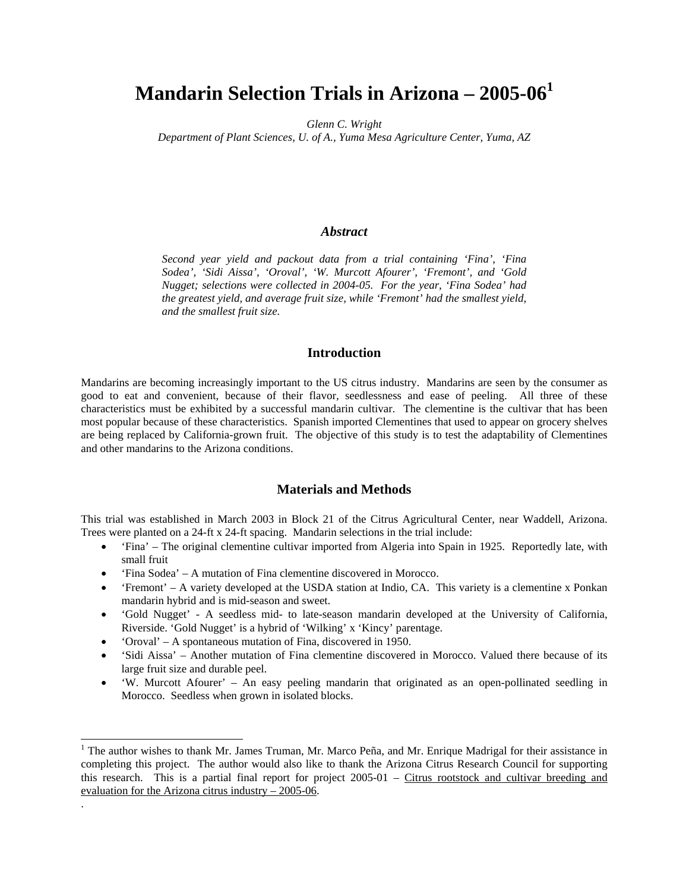# Mandarin Selection Trials in Arizona – 2005-06[1]

*Glenn C. Wright*
*Department of Plant Sciences, U. of A., Yuma Mesa Agriculture Center, Yuma, AZ*

### *Abstract*

*Second year yield and packout data from a trial containing 'Fina', 'Fina Sodea', 'Sidi Aissa', 'Oroval', 'W. Murcott Afourer', 'Fremont', and 'Gold Nugget; selections were collected in 2004-05. For the year, 'Fina Sodea' had the greatest yield, and average fruit size, while 'Fremont' had the smallest yield, and the smallest fruit size.*

## Introduction

Mandarins are becoming increasingly important to the US citrus industry. Mandarins are seen by the consumer as good to eat and convenient, because of their flavor, seedlessness and ease of peeling. All three of these characteristics must be exhibited by a successful mandarin cultivar. The clementine is the cultivar that has been most popular because of these characteristics. Spanish imported Clementines that used to appear on grocery shelves are being replaced by California-grown fruit. The objective of this study is to test the adaptability of Clementines and other mandarins to the Arizona conditions.

## Materials and Methods

This trial was established in March 2003 in Block 21 of the Citrus Agricultural Center, near Waddell, Arizona. Trees were planted on a 24-ft x 24-ft spacing. Mandarin selections in the trial include:

- 'Fina' – The original clementine cultivar imported from Algeria into Spain in 1925. Reportedly late, with small fruit
- 'Fina Sodea' – A mutation of Fina clementine discovered in Morocco.
- 'Fremont' – A variety developed at the USDA station at Indio, CA. This variety is a clementine x Ponkan mandarin hybrid and is mid-season and sweet.
- 'Gold Nugget' - A seedless mid- to late-season mandarin developed at the University of California, Riverside. 'Gold Nugget' is a hybrid of 'Wilking' x 'Kincy' parentage.
- 'Oroval' – A spontaneous mutation of Fina, discovered in 1950.
- 'Sidi Aissa' – Another mutation of Fina clementine discovered in Morocco. Valued there because of its large fruit size and durable peel.
- 'W. Murcott Afourer' – An easy peeling mandarin that originated as an open-pollinated seedling in Morocco. Seedless when grown in isolated blocks.

---

[1] The author wishes to thank Mr. James Truman, Mr. Marco Peña, and Mr. Enrique Madrigal for their assistance in completing this project. The author would also like to thank the Arizona Citrus Research Council for supporting this research. This is a partial final report for project 2005-01 – Citrus rootstock and cultivar breeding and evaluation for the Arizona citrus industry – 2005-06.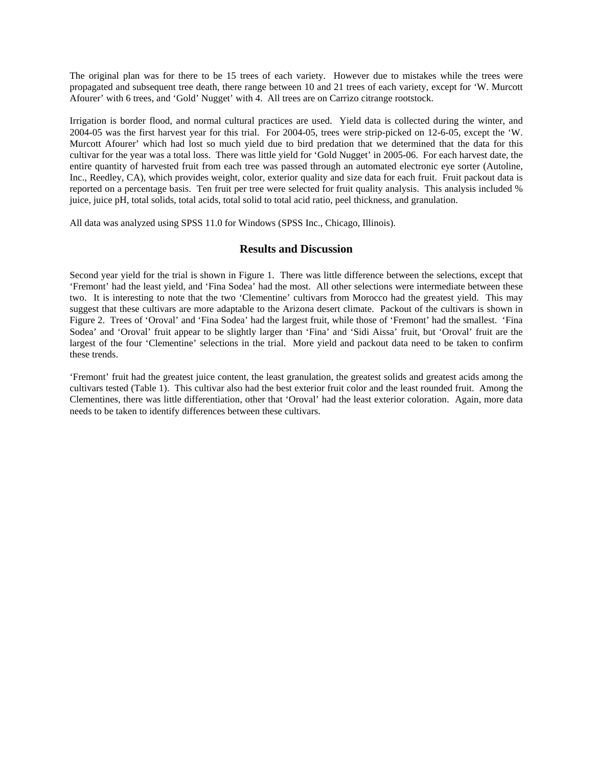The original plan was for there to be 15 trees of each variety. However due to mistakes while the trees were propagated and subsequent tree death, there range between 10 and 21 trees of each variety, except for 'W. Murcott Afourer' with 6 trees, and 'Gold' Nugget' with 4. All trees are on Carrizo citrange rootstock.

Irrigation is border flood, and normal cultural practices are used. Yield data is collected during the winter, and 2004-05 was the first harvest year for this trial. For 2004-05, trees were strip-picked on 12-6-05, except the 'W. Murcott Afourer' which had lost so much yield due to bird predation that we determined that the data for this cultivar for the year was a total loss. There was little yield for 'Gold Nugget' in 2005-06. For each harvest date, the entire quantity of harvested fruit from each tree was passed through an automated electronic eye sorter (Autoline, Inc., Reedley, CA), which provides weight, color, exterior quality and size data for each fruit. Fruit packout data is reported on a percentage basis. Ten fruit per tree were selected for fruit quality analysis. This analysis included % juice, juice pH, total solids, total acids, total solid to total acid ratio, peel thickness, and granulation.

All data was analyzed using SPSS 11.0 for Windows (SPSS Inc., Chicago, Illinois).

## Results and Discussion

Second year yield for the trial is shown in Figure 1. There was little difference between the selections, except that 'Fremont' had the least yield, and 'Fina Sodea' had the most. All other selections were intermediate between these two. It is interesting to note that the two 'Clementine' cultivars from Morocco had the greatest yield. This may suggest that these cultivars are more adaptable to the Arizona desert climate. Packout of the cultivars is shown in Figure 2. Trees of 'Oroval' and 'Fina Sodea' had the largest fruit, while those of 'Fremont' had the smallest. 'Fina Sodea' and 'Oroval' fruit appear to be slightly larger than 'Fina' and 'Sidi Aissa' fruit, but 'Oroval' fruit are the largest of the four 'Clementine' selections in the trial. More yield and packout data need to be taken to confirm these trends.

'Fremont' fruit had the greatest juice content, the least granulation, the greatest solids and greatest acids among the cultivars tested (Table 1). This cultivar also had the best exterior fruit color and the least rounded fruit. Among the Clementines, there was little differentiation, other that 'Oroval' had the least exterior coloration. Again, more data needs to be taken to identify differences between these cultivars.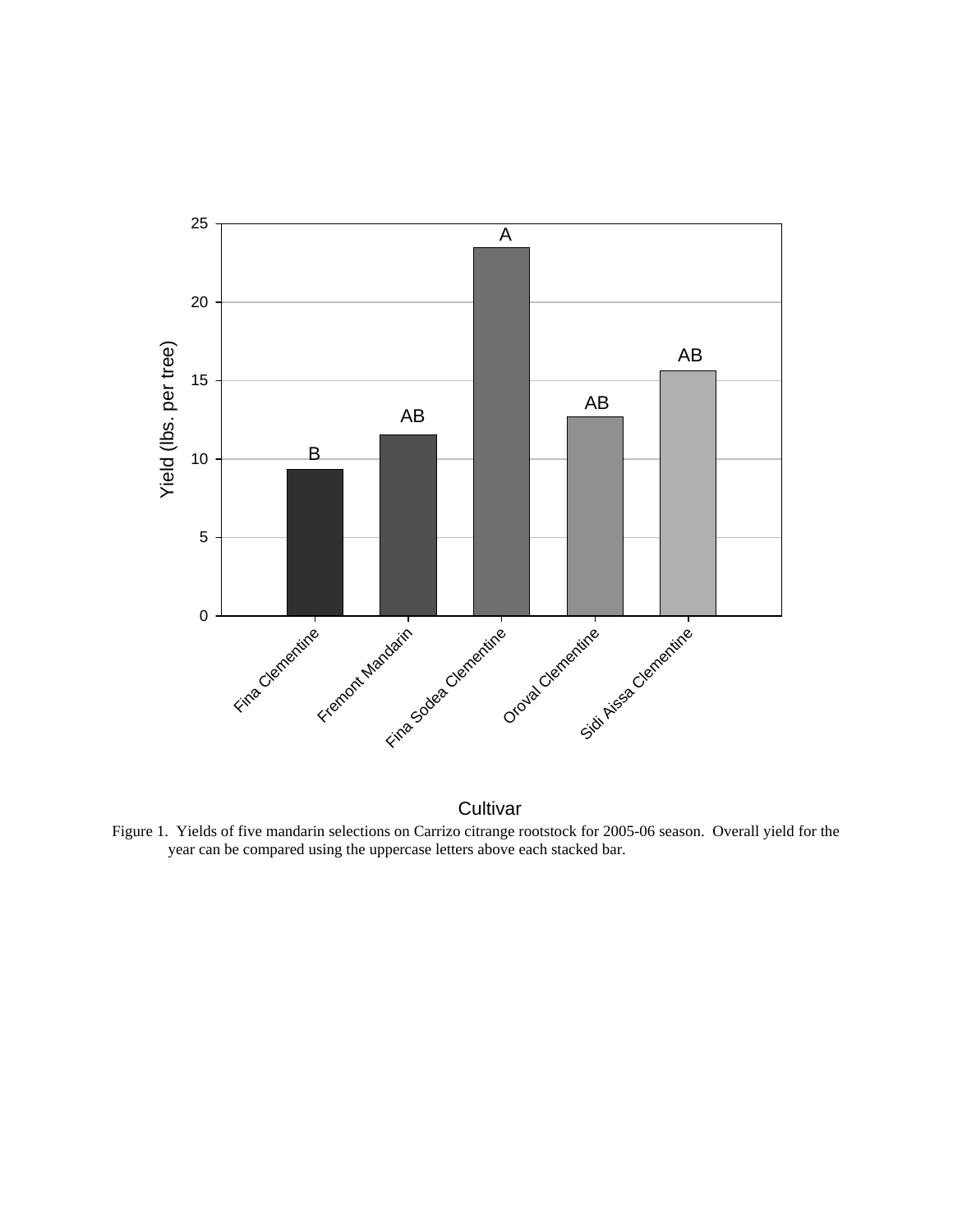Figure 1. Yields of five mandarin selections on Carrizo citrange rootstock for 2005-06 season. Overall yield for the year can be compared using the uppercase letters above each stacked bar.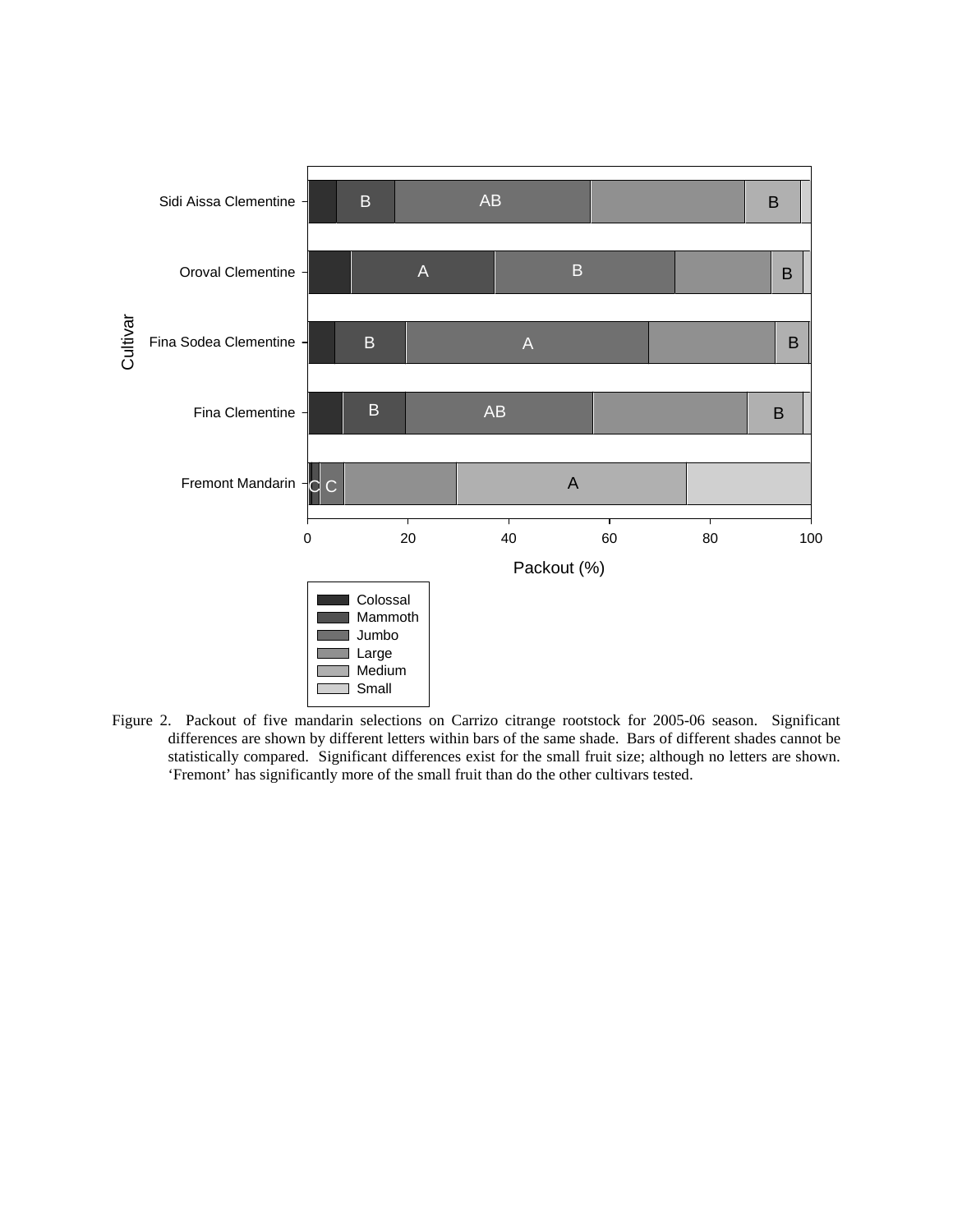Figure 2. Packout of five mandarin selections on Carrizo citrange rootstock for 2005-06 season. Significant differences are shown by different letters within bars of the same shade. Bars of different shades cannot be statistically compared. Significant differences exist for the small fruit size; although no letters are shown. 'Fremont' has significantly more of the small fruit than do the other cultivars tested.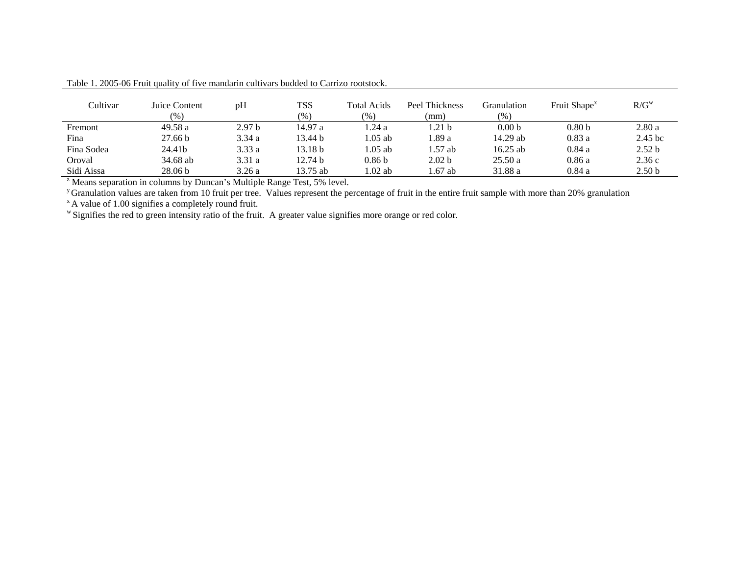Table 1. 2005-06 Fruit quality of five mandarin cultivars budded to Carrizo rootstock.

| Cultivar | Juice Content (%) | pH | TSS (%) | Total Acids (%) | Peel Thickness (mm) | Granulation (%) | Fruit Shape[x] | R/G[w] |
|---|---|---|---|---|---|---|---|---|
| Fremont | 49.58 a | 2.97 b | 14.97 a | 1.24 a | 1.21 b | 0.00 b | 0.80 b | 2.80 a |
| Fina | 27.66 b | 3.34 a | 13.44 b | 1.05 ab | 1.89 a | 14.29 ab | 0.83 a | 2.45 bc |
| Fina Sodea | 24.41b | 3.33 a | 13.18 b | 1.05 ab | 1.57 ab | 16.25 ab | 0.84 a | 2.52 b |
| Oroval | 34.68 ab | 3.31 a | 12.74 b | 0.86 b | 2.02 b | 25.50 a | 0.86 a | 2.36 c |
| Sidi Aissa | 28.06 b | 3.26 a | 13.75 ab | 1.02 ab | 1.67 ab | 31.88 a | 0.84 a | 2.50 b |

[z] Means separation in columns by Duncan's Multiple Range Test, 5% level.

[y] Granulation values are taken from 10 fruit per tree. Values represent the percentage of fruit in the entire fruit sample with more than 20% granulation

[x] A value of 1.00 signifies a completely round fruit.

[w] Signifies the red to green intensity ratio of the fruit. A greater value signifies more orange or red color.